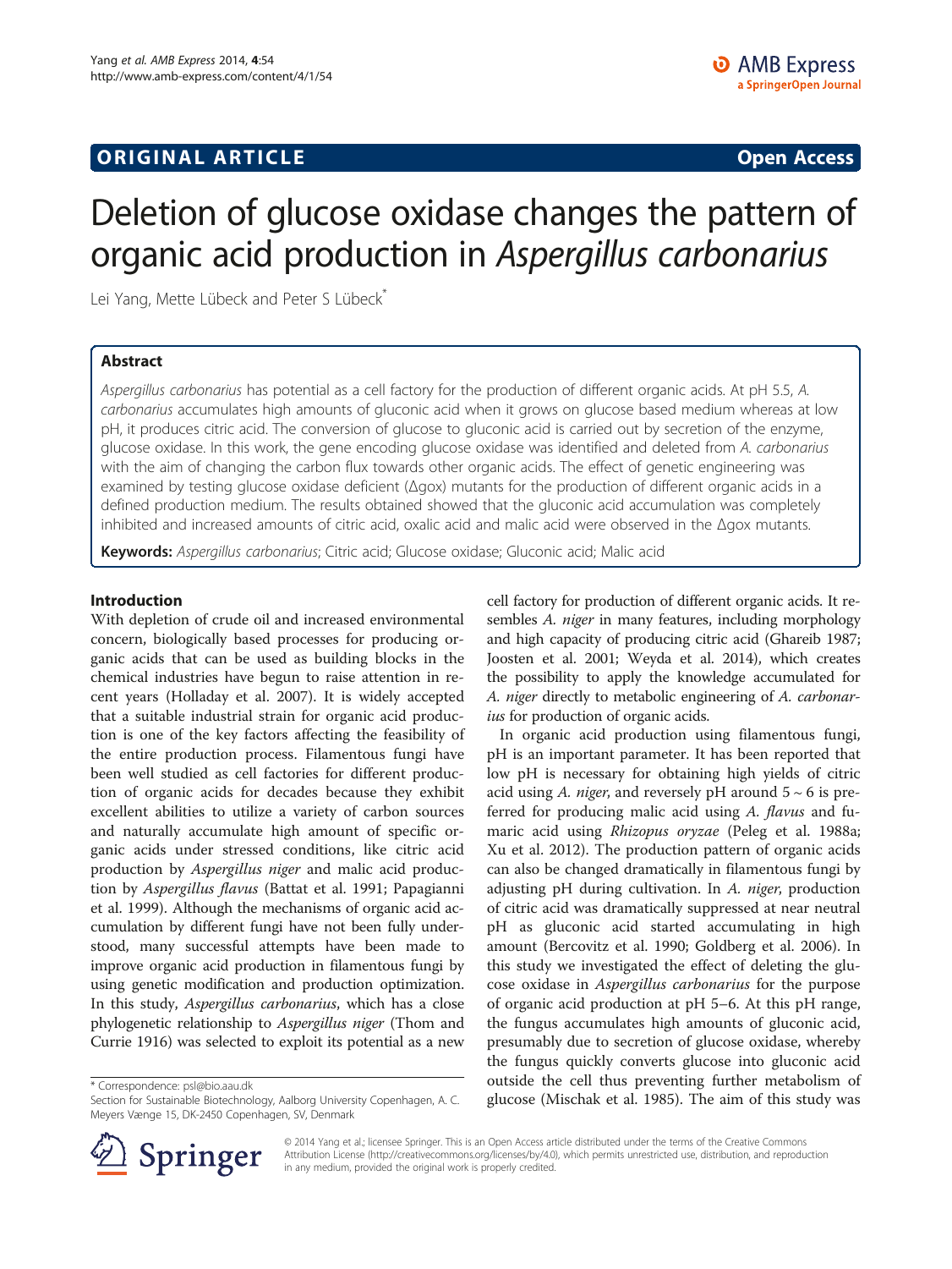ORIGINAL ARTICLE Open Access

# Deletion of glucose oxidase changes the pattern of organic acid production in *Aspergillus carbonarius*

Lei Yang, Mette Lübeck and Peter S Lübeck*

## Abstract

*Aspergillus carbonarius* has potential as a cell factory for the production of different organic acids. At pH 5.5, *A. carbonarius* accumulates high amounts of gluconic acid when it grows on glucose based medium whereas at low pH, it produces citric acid. The conversion of glucose to gluconic acid is carried out by secretion of the enzyme, glucose oxidase. In this work, the gene encoding glucose oxidase was identified and deleted from *A. carbonarius* with the aim of changing the carbon flux towards other organic acids. The effect of genetic engineering was examined by testing glucose oxidase deficient (Δgox) mutants for the production of different organic acids in a defined production medium. The results obtained showed that the gluconic acid accumulation was completely inhibited and increased amounts of citric acid, oxalic acid and malic acid were observed in the Δgox mutants.

**Keywords:** *Aspergillus carbonarius*; Citric acid; Glucose oxidase; Gluconic acid; Malic acid

## Introduction

With depletion of crude oil and increased environmental concern, biologically based processes for producing organic acids that can be used as building blocks in the chemical industries have begun to raise attention in recent years (Holladay et al. 2007). It is widely accepted that a suitable industrial strain for organic acid production is one of the key factors affecting the feasibility of the entire production process. Filamentous fungi have been well studied as cell factories for different production of organic acids for decades because they exhibit excellent abilities to utilize a variety of carbon sources and naturally accumulate high amount of specific organic acids under stressed conditions, like citric acid production by *Aspergillus niger* and malic acid production by *Aspergillus flavus* (Battat et al. 1991; Papagianni et al. 1999). Although the mechanisms of organic acid accumulation by different fungi have not been fully understood, many successful attempts have been made to improve organic acid production in filamentous fungi by using genetic modification and production optimization. In this study, *Aspergillus carbonarius*, which has a close phylogenetic relationship to *Aspergillus niger* (Thom and Currie 1916) was selected to exploit its potential as a new cell factory for production of different organic acids. It resembles *A. niger* in many features, including morphology and high capacity of producing citric acid (Ghareib 1987; Joosten et al. 2001; Weyda et al. 2014), which creates the possibility to apply the knowledge accumulated for *A. niger* directly to metabolic engineering of *A. carbonarius* for production of organic acids.

In organic acid production using filamentous fungi, pH is an important parameter. It has been reported that low pH is necessary for obtaining high yields of citric acid using *A. niger*, and reversely pH around 5 ~ 6 is preferred for producing malic acid using *A. flavus* and fumaric acid using *Rhizopus oryzae* (Peleg et al. 1988a; Xu et al. 2012). The production pattern of organic acids can also be changed dramatically in filamentous fungi by adjusting pH during cultivation. In *A. niger*, production of citric acid was dramatically suppressed at near neutral pH as gluconic acid started accumulating in high amount (Bercovitz et al. 1990; Goldberg et al. 2006). In this study we investigated the effect of deleting the glucose oxidase in *Aspergillus carbonarius* for the purpose of organic acid production at pH 5–6. At this pH range, the fungus accumulates high amounts of gluconic acid, presumably due to secretion of glucose oxidase, whereby the fungus quickly converts glucose into gluconic acid outside the cell thus preventing further metabolism of glucose (Mischak et al. 1985). The aim of this study was

\* Correspondence: psl@bio.aau.dk
Section for Sustainable Biotechnology, Aalborg University Copenhagen, A. C. Meyers Vænge 15, DK-2450 Copenhagen, SV, Denmark

© 2014 Yang et al.; licensee Springer. This is an Open Access article distributed under the terms of the Creative Commons Attribution License (http://creativecommons.org/licenses/by/4.0), which permits unrestricted use, distribution, and reproduction in any medium, provided the original work is properly credited.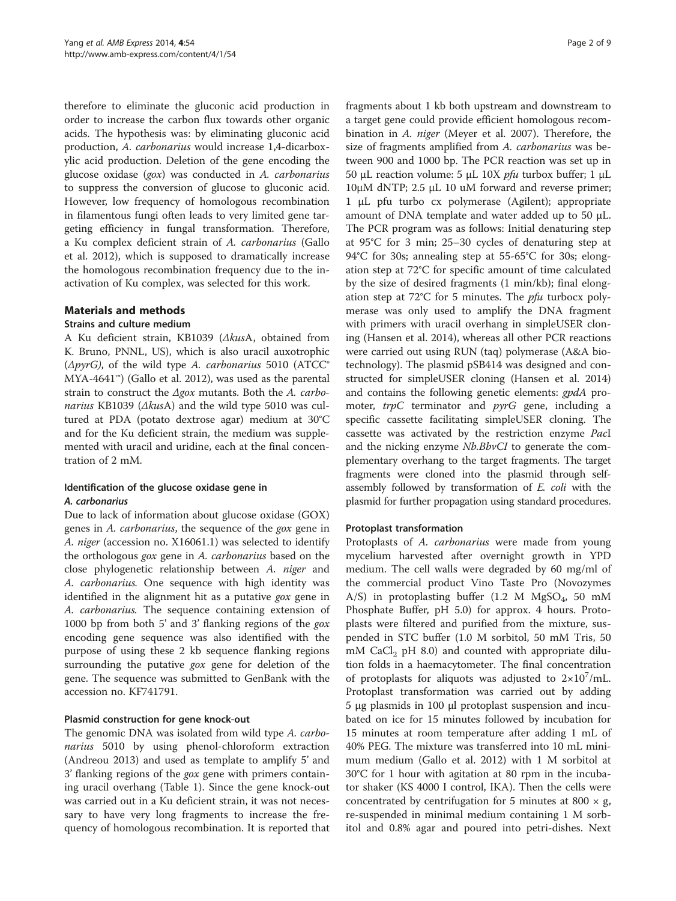therefore to eliminate the gluconic acid production in order to increase the carbon flux towards other organic acids. The hypothesis was: by eliminating gluconic acid production, *A. carbonarius* would increase 1,4-dicarboxylic acid production. Deletion of the gene encoding the glucose oxidase (*gox*) was conducted in *A. carbonarius* to suppress the conversion of glucose to gluconic acid. However, low frequency of homologous recombination in filamentous fungi often leads to very limited gene targeting efficiency in fungal transformation. Therefore, a Ku complex deficient strain of *A. carbonarius* (Gallo et al. 2012), which is supposed to dramatically increase the homologous recombination frequency due to the inactivation of Ku complex, was selected for this work.

## Materials and methods

### Strains and culture medium

A Ku deficient strain, KB1039 (*ΔkusA*, obtained from K. Bruno, PNNL, US), which is also uracil auxotrophic (*ΔpyrG)*, of the wild type *A. carbonarius* 5010 (ATCC® MYA-4641™) (Gallo et al. 2012), was used as the parental strain to construct the *Δgox* mutants. Both the *A. carbonarius* KB1039 (*ΔkusA*) and the wild type 5010 was cultured at PDA (potato dextrose agar) medium at 30°C and for the Ku deficient strain, the medium was supplemented with uracil and uridine, each at the final concentration of 2 mM.

### Identification of the glucose oxidase gene in *A. carbonarius*

Due to lack of information about glucose oxidase (GOX) genes in *A. carbonarius*, the sequence of the *gox* gene in *A. niger* (accession no. X16061.1) was selected to identify the orthologous *gox* gene in *A. carbonarius* based on the close phylogenetic relationship between *A. niger* and *A. carbonarius*. One sequence with high identity was identified in the alignment hit as a putative *gox* gene in *A. carbonarius*. The sequence containing extension of 1000 bp from both 5' and 3' flanking regions of the *gox* encoding gene sequence was also identified with the purpose of using these 2 kb sequence flanking regions surrounding the putative *gox* gene for deletion of the gene. The sequence was submitted to GenBank with the accession no. KF741791.

### Plasmid construction for gene knock-out

The genomic DNA was isolated from wild type *A. carbonarius* 5010 by using phenol-chloroform extraction (Andreou 2013) and used as template to amplify 5' and 3' flanking regions of the *gox* gene with primers containing uracil overhang (Table 1). Since the gene knock-out was carried out in a Ku deficient strain, it was not necessary to have very long fragments to increase the frequency of homologous recombination. It is reported that fragments about 1 kb both upstream and downstream to a target gene could provide efficient homologous recombination in *A. niger* (Meyer et al. 2007). Therefore, the size of fragments amplified from *A. carbonarius* was between 900 and 1000 bp. The PCR reaction was set up in 50 μL reaction volume: 5 μL 10X *pfu* turbox buffer; 1 μL 10μM dNTP; 2.5 μL 10 uM forward and reverse primer; 1 μL pfu turbo cx polymerase (Agilent); appropriate amount of DNA template and water added up to 50 μL. The PCR program was as follows: Initial denaturing step at 95°C for 3 min; 25–30 cycles of denaturing step at 94°C for 30s; annealing step at 55-65°C for 30s; elongation step at 72°C for specific amount of time calculated by the size of desired fragments (1 min/kb); final elongation step at 72°C for 5 minutes. The *pfu* turbocx polymerase was only used to amplify the DNA fragment with primers with uracil overhang in simpleUSER cloning (Hansen et al. 2014), whereas all other PCR reactions were carried out using RUN (taq) polymerase (A&A biotechnology). The plasmid pSB414 was designed and constructed for simpleUSER cloning (Hansen et al. 2014) and contains the following genetic elements: *gpdA* promoter, *trpC* terminator and *pyrG* gene, including a specific cassette facilitating simpleUSER cloning. The cassette was activated by the restriction enzyme *PacI* and the nicking enzyme *Nb.BbvCI* to generate the complementary overhang to the target fragments. The target fragments were cloned into the plasmid through self-assembly followed by transformation of *E. coli* with the plasmid for further propagation using standard procedures.

### Protoplast transformation

Protoplasts of *A. carbonarius* were made from young mycelium harvested after overnight growth in YPD medium. The cell walls were degraded by 60 mg/ml of the commercial product Vino Taste Pro (Novozymes A/S) in protoplasting buffer (1.2 M $MgSO_4$, 50 mM Phosphate Buffer, pH 5.0) for approx. 4 hours. Protoplasts were filtered and purified from the mixture, suspended in STC buffer (1.0 M sorbitol, 50 mM Tris, 50 mM $CaCl_2$ pH 8.0) and counted with appropriate dilution folds in a haemacytometer. The final concentration of protoplasts for aliquots was adjusted to $2\times10^7$/mL. Protoplast transformation was carried out by adding 5 μg plasmids in 100 μl protoplast suspension and incubated on ice for 15 minutes followed by incubation for 15 minutes at room temperature after adding 1 mL of 40% PEG. The mixture was transferred into 10 mL minimum medium (Gallo et al. 2012) with 1 M sorbitol at 30°C for 1 hour with agitation at 80 rpm in the incubator shaker (KS 4000 I control, IKA). Then the cells were concentrated by centrifugation for 5 minutes at 800 × g, re-suspended in minimal medium containing 1 M sorbitol and 0.8% agar and poured into petri-dishes. Next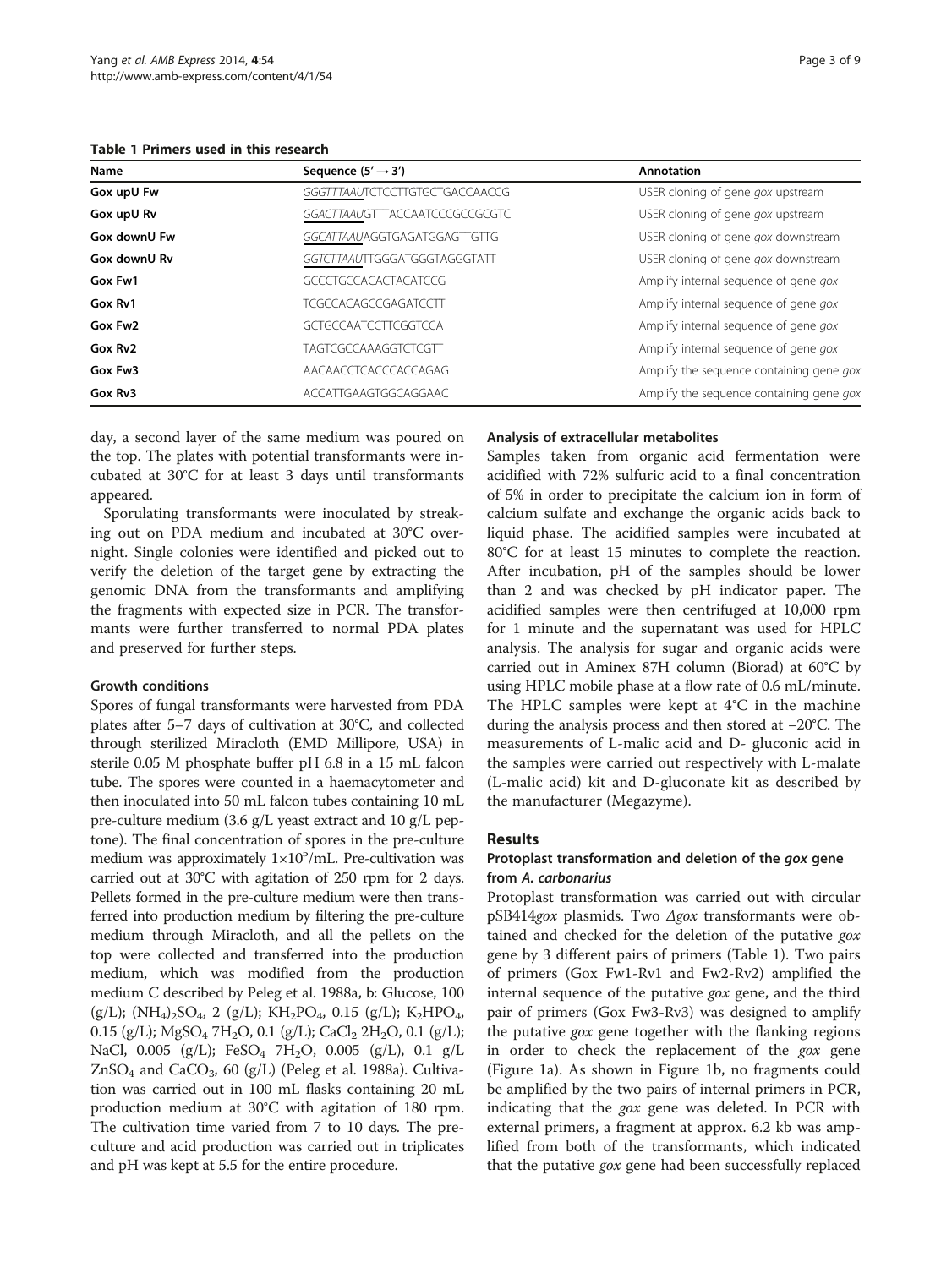**Table 1 Primers used in this research**

| Name | Sequence (5′ → 3′) | Annotation |
|---|---|---|
| Gox upU Fw | *GGGTTTAAU*TCTCCTTGTGCTGACCAACCG | USER cloning of gene *gox* upstream |
| Gox upU Rv | *GGACTTAAU*GTTTACCAATCCCGCCGCGTC | USER cloning of gene *gox* upstream |
| Gox downU Fw | *GGCATTAAU*AGGTGAGATGGAGTTGTTG | USER cloning of gene *gox* downstream |
| Gox downU Rv | *GGTCTTAAU*TTGGGATGGGTAGGGTATT | USER cloning of gene *gox* downstream |
| Gox Fw1 | GCCCTGCCACACTACATCCG | Amplify internal sequence of gene *gox* |
| Gox Rv1 | TCGCCACAGCCGAGATCCTT | Amplify internal sequence of gene *gox* |
| Gox Fw2 | GCTGCCAATCCTTCGGTCCA | Amplify internal sequence of gene *gox* |
| Gox Rv2 | TAGTCGCCAAAGGTCTCGTT | Amplify internal sequence of gene *gox* |
| Gox Fw3 | AACAACCTCACCCACCAGAG | Amplify the sequence containing gene *gox* |
| Gox Rv3 | ACCATTGAAGTGGCAGGAAC | Amplify the sequence containing gene *gox* |

day, a second layer of the same medium was poured on the top. The plates with potential transformants were incubated at 30°C for at least 3 days until transformants appeared.

Sporulating transformants were inoculated by streaking out on PDA medium and incubated at 30°C overnight. Single colonies were identified and picked out to verify the deletion of the target gene by extracting the genomic DNA from the transformants and amplifying the fragments with expected size in PCR. The transformants were further transferred to normal PDA plates and preserved for further steps.

#### Growth conditions

Spores of fungal transformants were harvested from PDA plates after 5–7 days of cultivation at 30°C, and collected through sterilized Miracloth (EMD Millipore, USA) in sterile 0.05 M phosphate buffer pH 6.8 in a 15 mL falcon tube. The spores were counted in a haemacytometer and then inoculated into 50 mL falcon tubes containing 10 mL pre-culture medium (3.6 g/L yeast extract and 10 g/L peptone). The final concentration of spores in the pre-culture medium was approximately $1 \times 10^5$/mL. Pre-cultivation was carried out at 30°C with agitation of 250 rpm for 2 days. Pellets formed in the pre-culture medium were then transferred into production medium by filtering the pre-culture medium through Miracloth, and all the pellets on the top were collected and transferred into the production medium, which was modified from the production medium C described by Peleg et al. 1988a, b: Glucose, 100 (g/L); $(NH_4)_2SO_4$, 2 (g/L); $KH_2PO_4$, 0.15 (g/L); $K_2HPO_4$, 0.15 (g/L); $MgSO_4\ 7H_2O$, 0.1 (g/L); $CaCl_2\ 2H_2O$, 0.1 (g/L); NaCl, 0.005 (g/L); $FeSO_4\ 7H_2O$, 0.005 (g/L), 0.1 g/L $ZnSO_4$ and $CaCO_3$, 60 (g/L) (Peleg et al. 1988a). Cultivation was carried out in 100 mL flasks containing 20 mL production medium at 30°C with agitation of 180 rpm. The cultivation time varied from 7 to 10 days. The preculture and acid production was carried out in triplicates and pH was kept at 5.5 for the entire procedure.

#### Analysis of extracellular metabolites

Samples taken from organic acid fermentation were acidified with 72% sulfuric acid to a final concentration of 5% in order to precipitate the calcium ion in form of calcium sulfate and exchange the organic acids back to liquid phase. The acidified samples were incubated at 80°C for at least 15 minutes to complete the reaction. After incubation, pH of the samples should be lower than 2 and was checked by pH indicator paper. The acidified samples were then centrifuged at 10,000 rpm for 1 minute and the supernatant was used for HPLC analysis. The analysis for sugar and organic acids were carried out in Aminex 87H column (Biorad) at 60°C by using HPLC mobile phase at a flow rate of 0.6 mL/minute. The HPLC samples were kept at 4°C in the machine during the analysis process and then stored at −20°C. The measurements of L-malic acid and D- gluconic acid in the samples were carried out respectively with L-malate (L-malic acid) kit and D-gluconate kit as described by the manufacturer (Megazyme).

## Results

#### Protoplast transformation and deletion of the *gox* gene from *A. carbonarius*

Protoplast transformation was carried out with circular pSB414*gox* plasmids. Two *Δgox* transformants were obtained and checked for the deletion of the putative *gox* gene by 3 different pairs of primers (Table 1). Two pairs of primers (Gox Fw1-Rv1 and Fw2-Rv2) amplified the internal sequence of the putative *gox* gene, and the third pair of primers (Gox Fw3-Rv3) was designed to amplify the putative *gox* gene together with the flanking regions in order to check the replacement of the *gox* gene (Figure 1a). As shown in Figure 1b, no fragments could be amplified by the two pairs of internal primers in PCR, indicating that the *gox* gene was deleted. In PCR with external primers, a fragment at approx. 6.2 kb was amplified from both of the transformants, which indicated that the putative *gox* gene had been successfully replaced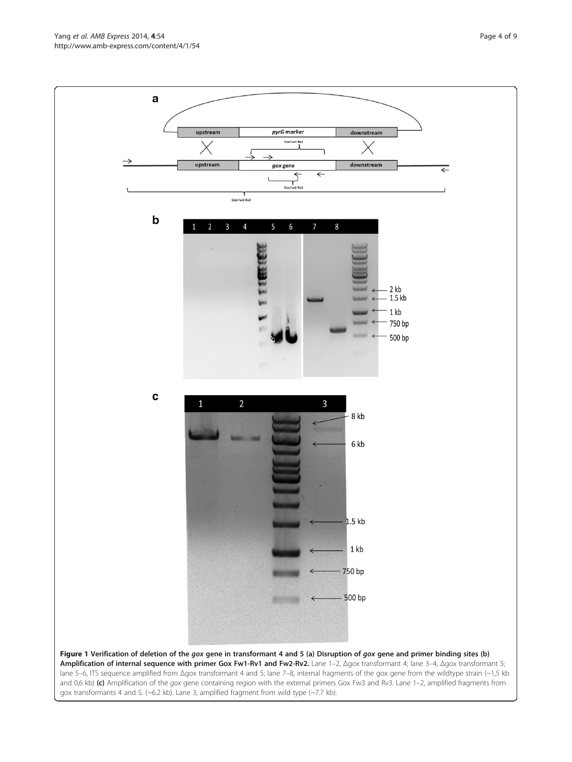a

upstream | pyrG marker | downstream

Gox Fw1-Rv1

upstream | gox gene | downstream

Gox Fw2-Rv2

Gox Fw3-Rv3

b

1 2 3 4 5 6 7 8

2 kb

1.5 kb

1 kb

750 bp

500 bp

c

1 2 3

8 kb

6 kb

1.5 kb

1 kb

750 bp

500 bp

**Figure 1 Verification of deletion of the *gox* gene in transformant 4 and 5 (a) Disruption of *gox* gene and primer binding sites (b) Amplification of internal sequence with primer Gox Fw1-Rv1 and Fw2-Rv2.** Lane 1–2, Δgox transformant 4; lane 3–4, Δgox transformant 5; lane 5–6, ITS sequence amplified from Δgox transformant 4 and 5; lane 7–8, internal fragments of the gox gene from the wildtype strain (~1,5 kb and 0,6 kb) **(c)** Amplification of the *gox* gene containing region with the external primers Gox Fw3 and Rv3. Lane 1–2, amplified fragments from gox transformants 4 and 5. (~6.2 kb). Lane 3, amplified fragment from wild type (~7.7 kb).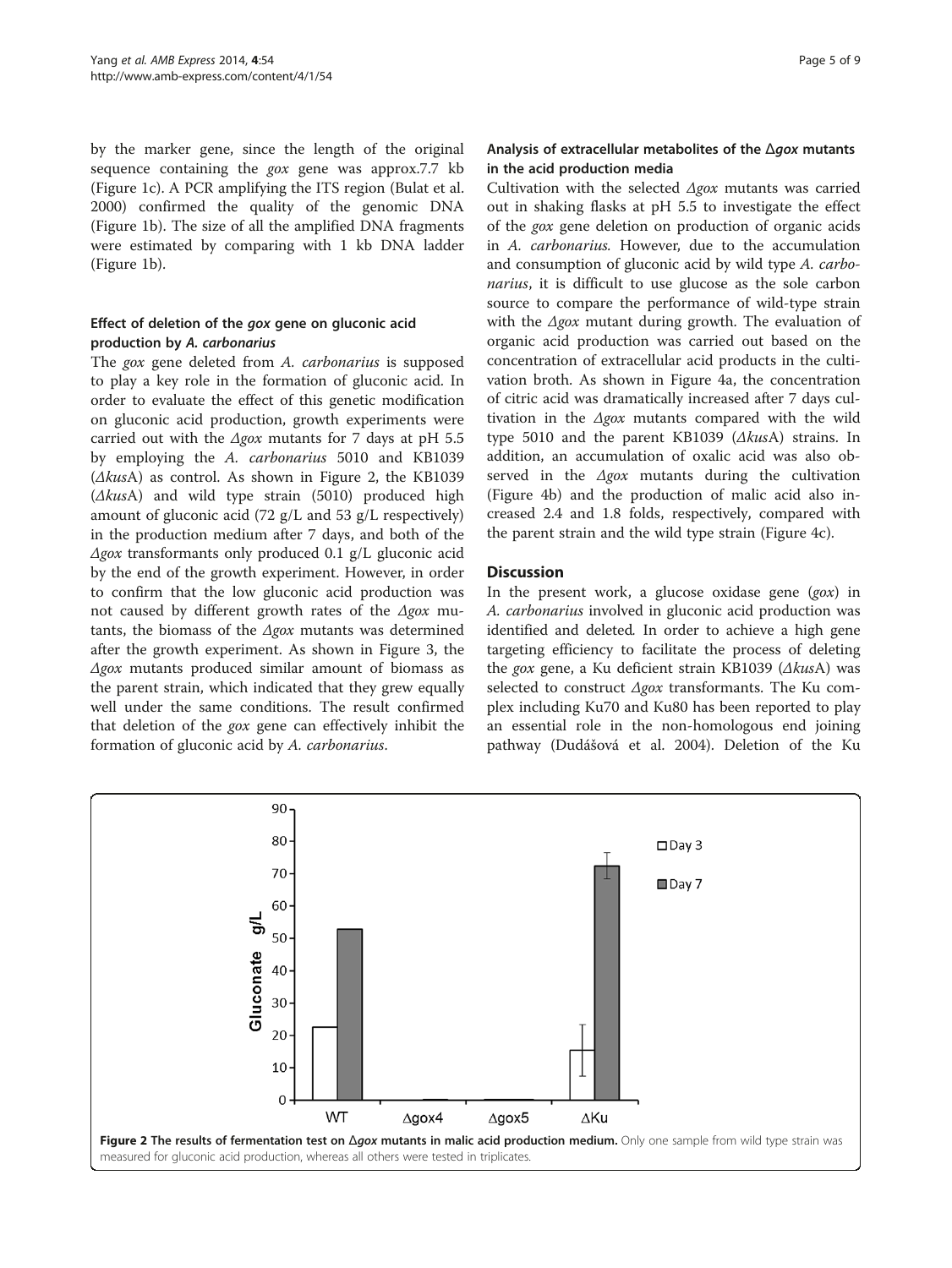by the marker gene, since the length of the original sequence containing the *gox* gene was approx.7.7 kb (Figure 1c). A PCR amplifying the ITS region (Bulat et al. 2000) confirmed the quality of the genomic DNA (Figure 1b). The size of all the amplified DNA fragments were estimated by comparing with 1 kb DNA ladder (Figure 1b).

### Effect of deletion of the *gox* gene on gluconic acid production by *A. carbonarius*

The *gox* gene deleted from *A. carbonarius* is supposed to play a key role in the formation of gluconic acid. In order to evaluate the effect of this genetic modification on gluconic acid production, growth experiments were carried out with the *Δgox* mutants for 7 days at pH 5.5 by employing the *A. carbonarius* 5010 and KB1039 (*ΔkusA*) as control. As shown in Figure 2, the KB1039 (*ΔkusA*) and wild type strain (5010) produced high amount of gluconic acid (72 g/L and 53 g/L respectively) in the production medium after 7 days, and both of the *Δgox* transformants only produced 0.1 g/L gluconic acid by the end of the growth experiment. However, in order to confirm that the low gluconic acid production was not caused by different growth rates of the *Δgox* mutants, the biomass of the *Δgox* mutants was determined after the growth experiment. As shown in Figure 3, the *Δgox* mutants produced similar amount of biomass as the parent strain, which indicated that they grew equally well under the same conditions. The result confirmed that deletion of the *gox* gene can effectively inhibit the formation of gluconic acid by *A. carbonarius*.

### Analysis of extracellular metabolites of the Δ*gox* mutants in the acid production media

Cultivation with the selected *Δgox* mutants was carried out in shaking flasks at pH 5.5 to investigate the effect of the *gox* gene deletion on production of organic acids in *A. carbonarius.* However, due to the accumulation and consumption of gluconic acid by wild type *A. carbonarius*, it is difficult to use glucose as the sole carbon source to compare the performance of wild-type strain with the *Δgox* mutant during growth. The evaluation of organic acid production was carried out based on the concentration of extracellular acid products in the cultivation broth. As shown in Figure 4a, the concentration of citric acid was dramatically increased after 7 days cultivation in the *Δgox* mutants compared with the wild type 5010 and the parent KB1039 (*ΔkusA*) strains. In addition, an accumulation of oxalic acid was also observed in the *Δgox* mutants during the cultivation (Figure 4b) and the production of malic acid also increased 2.4 and 1.8 folds, respectively, compared with the parent strain and the wild type strain (Figure 4c).

## Discussion

In the present work, a glucose oxidase gene (*gox*) in *A. carbonarius* involved in gluconic acid production was identified and deleted*.* In order to achieve a high gene targeting efficiency to facilitate the process of deleting the *gox* gene, a Ku deficient strain KB1039 (*ΔkusA*) was selected to construct *Δgox* transformants. The Ku complex including Ku70 and Ku80 has been reported to play an essential role in the non-homologous end joining pathway (Dudášová et al. 2004). Deletion of the Ku

Gluconate g/L
0 10 20 30 40 50 60 70 80 90
□ Day 3
■ Day 7
WT Δgox4 Δgox5 ΔKu

**Figure 2 The results of fermentation test on Δ*gox* mutants in malic acid production medium.** Only one sample from wild type strain was measured for gluconic acid production, whereas all others were tested in triplicates.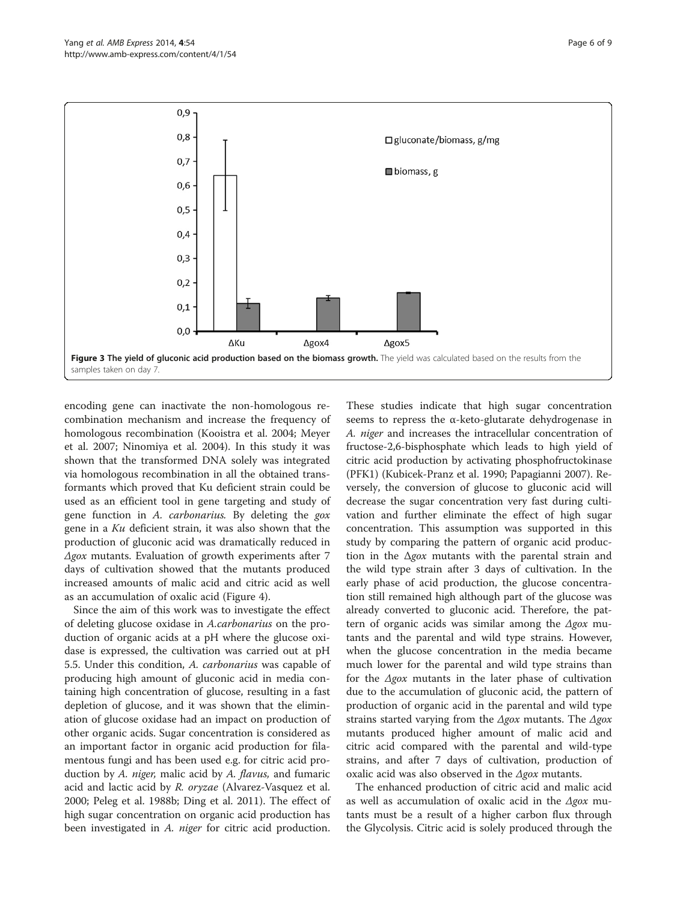0,9
0,8
0,7
0,6
0,5
0,4
0,3
0,2
0,1
0,0

□ gluconate/biomass, g/mg

■ biomass, g

ΔKu
Δgox4
Δgox5

**Figure 3 The yield of gluconic acid production based on the biomass growth.** The yield was calculated based on the results from the samples taken on day 7.

encoding gene can inactivate the non-homologous recombination mechanism and increase the frequency of homologous recombination (Kooistra et al. 2004; Meyer et al. 2007; Ninomiya et al. 2004). In this study it was shown that the transformed DNA solely was integrated via homologous recombination in all the obtained transformants which proved that Ku deficient strain could be used as an efficient tool in gene targeting and study of gene function in *A. carbonarius.* By deleting the *gox* gene in a *Ku* deficient strain, it was also shown that the production of gluconic acid was dramatically reduced in *Δgox* mutants. Evaluation of growth experiments after 7 days of cultivation showed that the mutants produced increased amounts of malic acid and citric acid as well as an accumulation of oxalic acid (Figure 4).

Since the aim of this work was to investigate the effect of deleting glucose oxidase in *A.carbonarius* on the production of organic acids at a pH where the glucose oxidase is expressed, the cultivation was carried out at pH 5.5. Under this condition, *A. carbonarius* was capable of producing high amount of gluconic acid in media containing high concentration of glucose, resulting in a fast depletion of glucose, and it was shown that the elimination of glucose oxidase had an impact on production of other organic acids. Sugar concentration is considered as an important factor in organic acid production for filamentous fungi and has been used e.g. for citric acid production by *A. niger,* malic acid by *A. flavus,* and fumaric acid and lactic acid by *R. oryzae* (Alvarez-Vasquez et al. 2000; Peleg et al. 1988b; Ding et al. 2011). The effect of high sugar concentration on organic acid production has been investigated in *A. niger* for citric acid production. These studies indicate that high sugar concentration seems to repress the α-keto-glutarate dehydrogenase in *A. niger* and increases the intracellular concentration of fructose-2,6-bisphosphate which leads to high yield of citric acid production by activating phosphofructokinase (PFK1) (Kubicek-Pranz et al. 1990; Papagianni 2007). Reversely, the conversion of glucose to gluconic acid will decrease the sugar concentration very fast during cultivation and further eliminate the effect of high sugar concentration. This assumption was supported in this study by comparing the pattern of organic acid production in the Δgox mutants with the parental strain and the wild type strain after 3 days of cultivation. In the early phase of acid production, the glucose concentration still remained high although part of the glucose was already converted to gluconic acid. Therefore, the pattern of organic acids was similar among the *Δgox* mutants and the parental and wild type strains. However, when the glucose concentration in the media became much lower for the parental and wild type strains than for the *Δgox* mutants in the later phase of cultivation due to the accumulation of gluconic acid, the pattern of production of organic acid in the parental and wild type strains started varying from the *Δgox* mutants. The *Δgox* mutants produced higher amount of malic acid and citric acid compared with the parental and wild-type strains, and after 7 days of cultivation, production of oxalic acid was also observed in the *Δgox* mutants.

The enhanced production of citric acid and malic acid as well as accumulation of oxalic acid in the *Δgox* mutants must be a result of a higher carbon flux through the Glycolysis. Citric acid is solely produced through the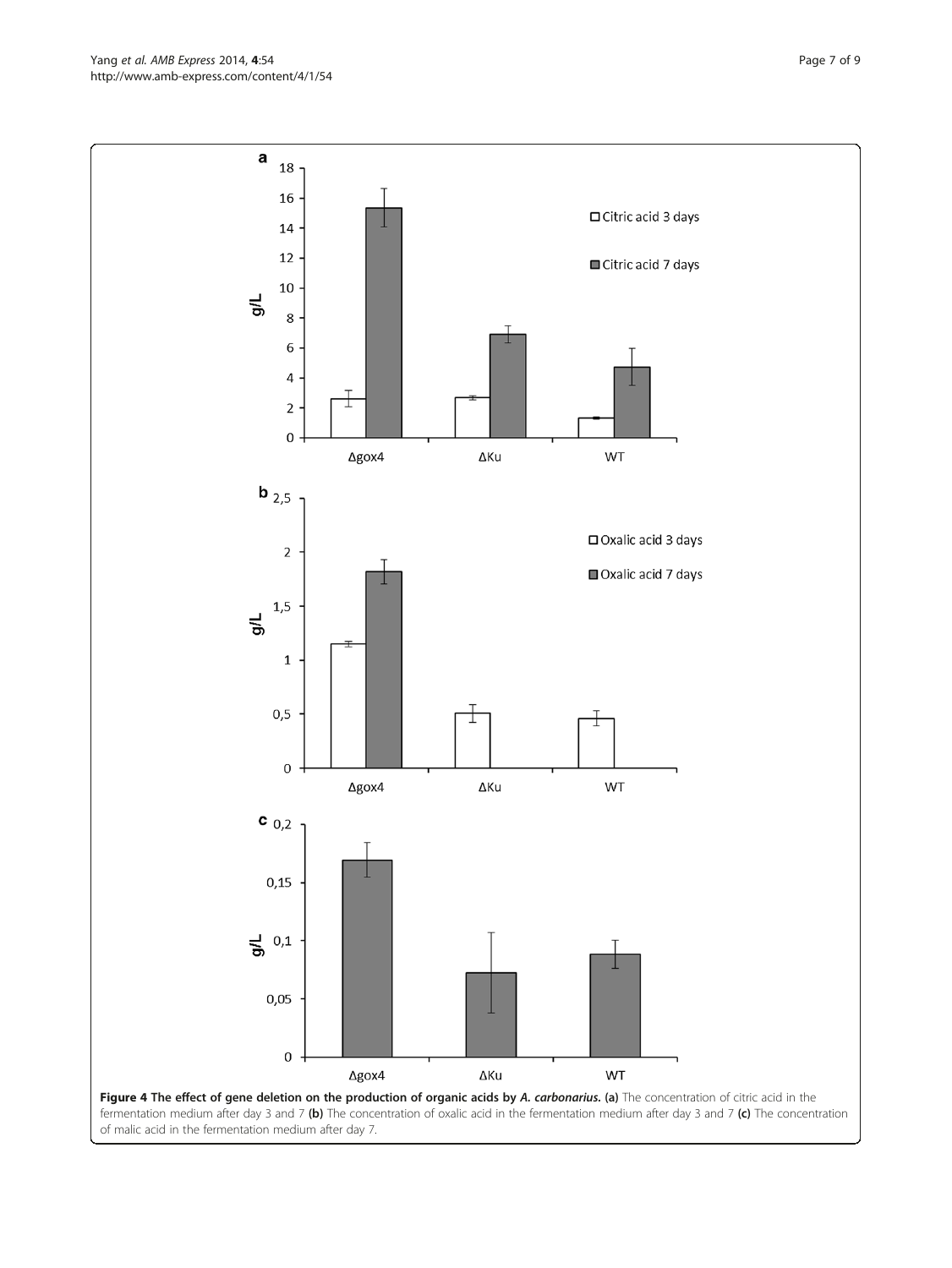a

18
16
14
12
10
8
6
4
2
0

g/L

□ Citric acid 3 days

■ Citric acid 7 days

Δgox4
ΔKu
WT

b

2,5
2
1,5
1
0,5
0

g/L

□ Oxalic acid 3 days

■ Oxalic acid 7 days

Δgox4
ΔKu
WT

c

0,2
0,15
0,1
0,05
0

g/L

Δgox4
ΔKu
WT

**Figure 4 The effect of gene deletion on the production of organic acids by *A. carbonarius*.** **(a)** The concentration of citric acid in the fermentation medium after day 3 and 7 **(b)** The concentration of oxalic acid in the fermentation medium after day 3 and 7 **(c)** The concentration of malic acid in the fermentation medium after day 7.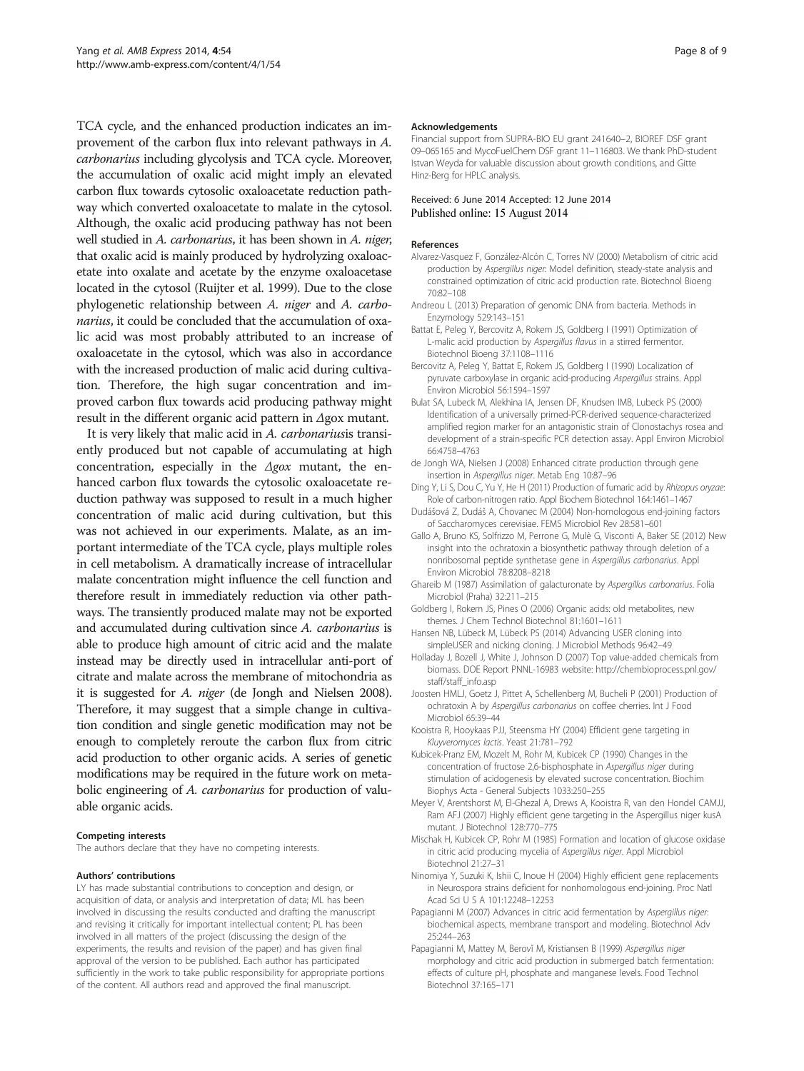TCA cycle, and the enhanced production indicates an improvement of the carbon flux into relevant pathways in *A. carbonarius* including glycolysis and TCA cycle. Moreover, the accumulation of oxalic acid might imply an elevated carbon flux towards cytosolic oxaloacetate reduction pathway which converted oxaloacetate to malate in the cytosol. Although, the oxalic acid producing pathway has not been well studied in *A. carbonarius*, it has been shown in *A. niger*, that oxalic acid is mainly produced by hydrolyzing oxaloacetate into oxalate and acetate by the enzyme oxaloacetase located in the cytosol (Ruijter et al. 1999). Due to the close phylogenetic relationship between *A. niger* and *A. carbonarius*, it could be concluded that the accumulation of oxalic acid was most probably attributed to an increase of oxaloacetate in the cytosol, which was also in accordance with the increased production of malic acid during cultivation. Therefore, the high sugar concentration and improved carbon flux towards acid producing pathway might result in the different organic acid pattern in *Δgox* mutant.

It is very likely that malic acid in *A. carbonarius*is transiently produced but not capable of accumulating at high concentration, especially in the *Δgox* mutant, the enhanced carbon flux towards the cytosolic oxaloacetate reduction pathway was supposed to result in a much higher concentration of malic acid during cultivation, but this was not achieved in our experiments. Malate, as an important intermediate of the TCA cycle, plays multiple roles in cell metabolism. A dramatically increase of intracellular malate concentration might influence the cell function and therefore result in immediately reduction via other pathways. The transiently produced malate may not be exported and accumulated during cultivation since *A. carbonarius* is able to produce high amount of citric acid and the malate instead may be directly used in intracellular anti-port of citrate and malate across the membrane of mitochondria as it is suggested for *A. niger* (de Jongh and Nielsen 2008). Therefore, it may suggest that a simple change in cultivation condition and single genetic modification may not be enough to completely reroute the carbon flux from citric acid production to other organic acids. A series of genetic modifications may be required in the future work on metabolic engineering of *A. carbonarius* for production of valuable organic acids.

#### Competing interests
The authors declare that they have no competing interests.

#### Authors' contributions
LY has made substantial contributions to conception and design, or acquisition of data, or analysis and interpretation of data; ML has been involved in discussing the results conducted and drafting the manuscript and revising it critically for important intellectual content; PL has been involved in all matters of the project (discussing the design of the experiments, the results and revision of the paper) and has given final approval of the version to be published. Each author has participated sufficiently in the work to take public responsibility for appropriate portions of the content. All authors read and approved the final manuscript.

#### Acknowledgements
Financial support from SUPRA-BIO EU grant 241640–2, BIOREF DSF grant 09–065165 and MycoFuelChem DSF grant 11–116803. We thank PhD-student Istvan Weyda for valuable discussion about growth conditions, and Gitte Hinz-Berg for HPLC analysis.

Received: 6 June 2014 Accepted: 12 June 2014
Published online: 15 August 2014

#### References

Alvarez-Vasquez F, González-Alcón C, Torres NV (2000) Metabolism of citric acid production by *Aspergillus niger*: Model definition, steady-state analysis and constrained optimization of citric acid production rate. Biotechnol Bioeng 70:82–108

Andreou L (2013) Preparation of genomic DNA from bacteria. Methods in Enzymology 529:143–151

Battat E, Peleg Y, Bercovitz A, Rokem JS, Goldberg I (1991) Optimization of L-malic acid production by *Aspergillus flavus* in a stirred fermentor. Biotechnol Bioeng 37:1108–1116

Bercovitz A, Peleg Y, Battat E, Rokem JS, Goldberg I (1990) Localization of pyruvate carboxylase in organic acid-producing *Aspergillus* strains. Appl Environ Microbiol 56:1594–1597

Bulat SA, Lubeck M, Alekhina IA, Jensen DF, Knudsen IMB, Lubeck PS (2000) Identification of a universally primed-PCR-derived sequence-characterized amplified region marker for an antagonistic strain of Clonostachys rosea and development of a strain-specific PCR detection assay. Appl Environ Microbiol 66:4758–4763

de Jongh WA, Nielsen J (2008) Enhanced citrate production through gene insertion in *Aspergillus niger*. Metab Eng 10:87–96

Ding Y, Li S, Dou C, Yu Y, He H (2011) Production of fumaric acid by *Rhizopus oryzae*: Role of carbon-nitrogen ratio. Appl Biochem Biotechnol 164:1461–1467

Dudášová Z, Dudáš A, Chovanec M (2004) Non-homologous end-joining factors of Saccharomyces cerevisiae. FEMS Microbiol Rev 28:581–601

Gallo A, Bruno KS, Solfrizzo M, Perrone G, Mulè G, Visconti A, Baker SE (2012) New insight into the ochratoxin a biosynthetic pathway through deletion of a nonribosomal peptide synthetase gene in *Aspergillus carbonarius*. Appl Environ Microbiol 78:8208–8218

Ghareib M (1987) Assimilation of galacturonate by *Aspergillus carbonarius*. Folia Microbiol (Praha) 32:211–215

Goldberg I, Rokem JS, Pines O (2006) Organic acids: old metabolites, new themes. J Chem Technol Biotechnol 81:1601–1611

Hansen NB, Lübeck M, Lübeck PS (2014) Advancing USER cloning into simpleUSER and nicking cloning. J Microbiol Methods 96:42–49

Holladay J, Bozell J, White J, Johnson D (2007) Top value-added chemicals from biomass. DOE Report PNNL-16983 website: http://chembioprocess.pnl.gov/staff/staff_info.asp

Joosten HMLJ, Goetz J, Pittet A, Schellenberg M, Bucheli P (2001) Production of ochratoxin A by *Aspergillus carbonarius* on coffee cherries. Int J Food Microbiol 65:39–44

Kooistra R, Hooykaas PJJ, Steensma HY (2004) Efficient gene targeting in *Kluyveromyces lactis*. Yeast 21:781–792

Kubicek-Pranz EM, Mozelt M, Rohr M, Kubicek CP (1990) Changes in the concentration of fructose 2,6-bisphosphate in *Aspergillus niger* during stimulation of acidogenesis by elevated sucrose concentration. Biochim Biophys Acta - General Subjects 1033:250–255

Meyer V, Arentshorst M, El-Ghezal A, Drews A, Kooistra R, van den Hondel CAMJJ, Ram AFJ (2007) Highly efficient gene targeting in the Aspergillus niger kusA mutant. J Biotechnol 128:770–775

Mischak H, Kubicek CP, Rohr M (1985) Formation and location of glucose oxidase in citric acid producing mycelia of *Aspergillus niger*. Appl Microbiol Biotechnol 21:27–31

Ninomiya Y, Suzuki K, Ishii C, Inoue H (2004) Highly efficient gene replacements in Neurospora strains deficient for nonhomologous end-joining. Proc Natl Acad Sci U S A 101:12248–12253

Papagianni M (2007) Advances in citric acid fermentation by *Aspergillus niger*: biochemical aspects, membrane transport and modeling. Biotechnol Adv 25:244–263

Papagianni M, Mattey M, Berovĭ M, Kristiansen B (1999) *Aspergillus niger* morphology and citric acid production in submerged batch fermentation: effects of culture pH, phosphate and manganese levels. Food Technol Biotechnol 37:165–171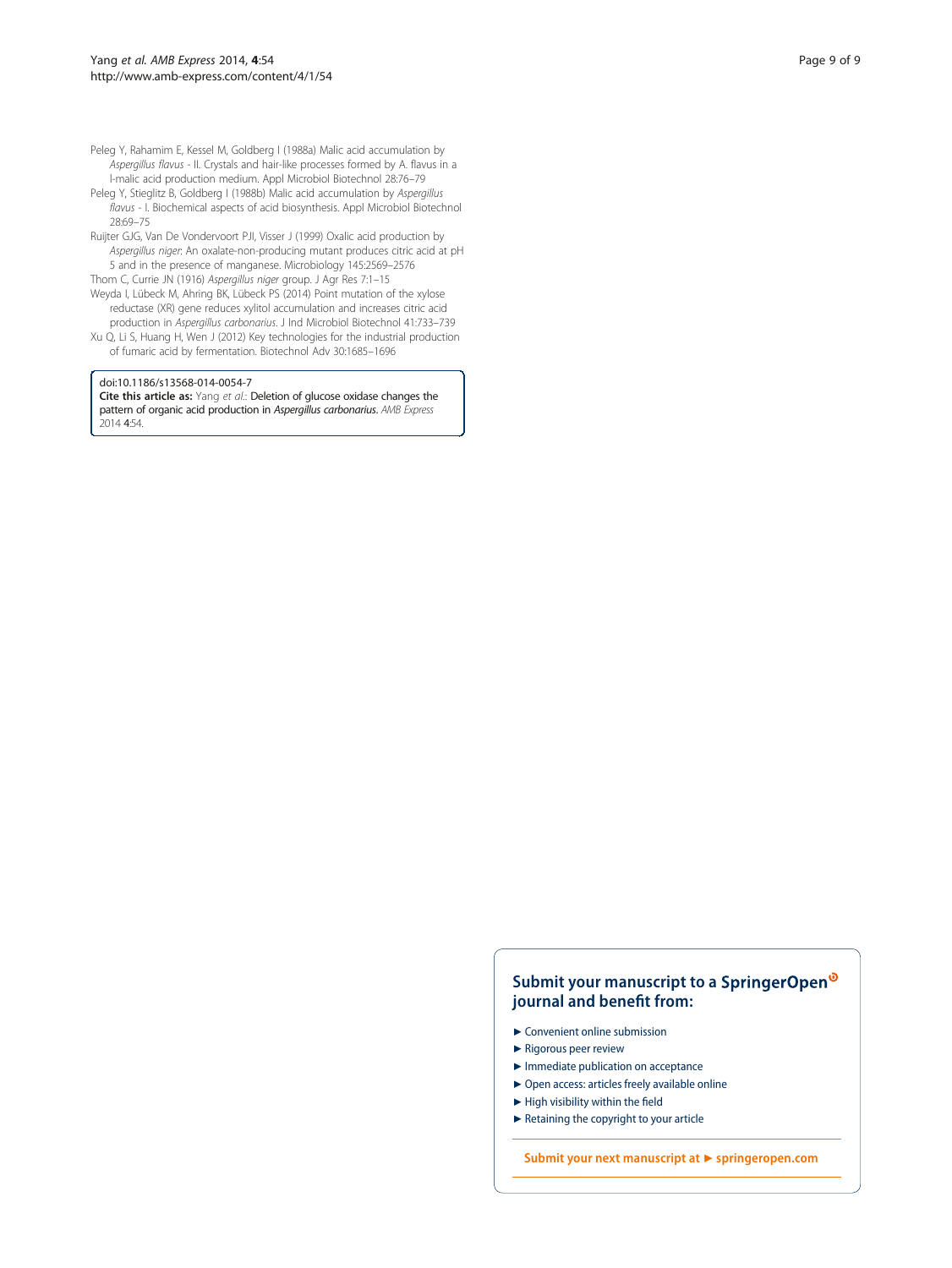Peleg Y, Rahamim E, Kessel M, Goldberg I (1988a) Malic acid accumulation by *Aspergillus flavus* - II. Crystals and hair-like processes formed by A. flavus in a l-malic acid production medium. Appl Microbiol Biotechnol 28:76–79

Peleg Y, Stieglitz B, Goldberg I (1988b) Malic acid accumulation by *Aspergillus flavus* - I. Biochemical aspects of acid biosynthesis. Appl Microbiol Biotechnol 28:69–75

Ruijter GJG, Van De Vondervoort PJI, Visser J (1999) Oxalic acid production by *Aspergillus niger*: An oxalate-non-producing mutant produces citric acid at pH 5 and in the presence of manganese. Microbiology 145:2569–2576

Thom C, Currie JN (1916) *Aspergillus niger* group. J Agr Res 7:1–15

Weyda I, Lübeck M, Ahring BK, Lübeck PS (2014) Point mutation of the xylose reductase (XR) gene reduces xylitol accumulation and increases citric acid production in *Aspergillus carbonarius*. J Ind Microbiol Biotechnol 41:733–739

Xu Q, Li S, Huang H, Wen J (2012) Key technologies for the industrial production of fumaric acid by fermentation. Biotechnol Adv 30:1685–1696

doi:10.1186/s13568-014-0054-7

**Cite this article as:** Yang *et al.*: Deletion of glucose oxidase changes the pattern of organic acid production in *Aspergillus carbonarius*. *AMB Express* 2014 **4**:54.

**Submit your manuscript to a SpringerOpen journal and benefit from:**

- ► Convenient online submission
- ► Rigorous peer review
- ► Immediate publication on acceptance
- ► Open access: articles freely available online
- ► High visibility within the field
- ► Retaining the copyright to your article

**Submit your next manuscript at ► springeropen.com**